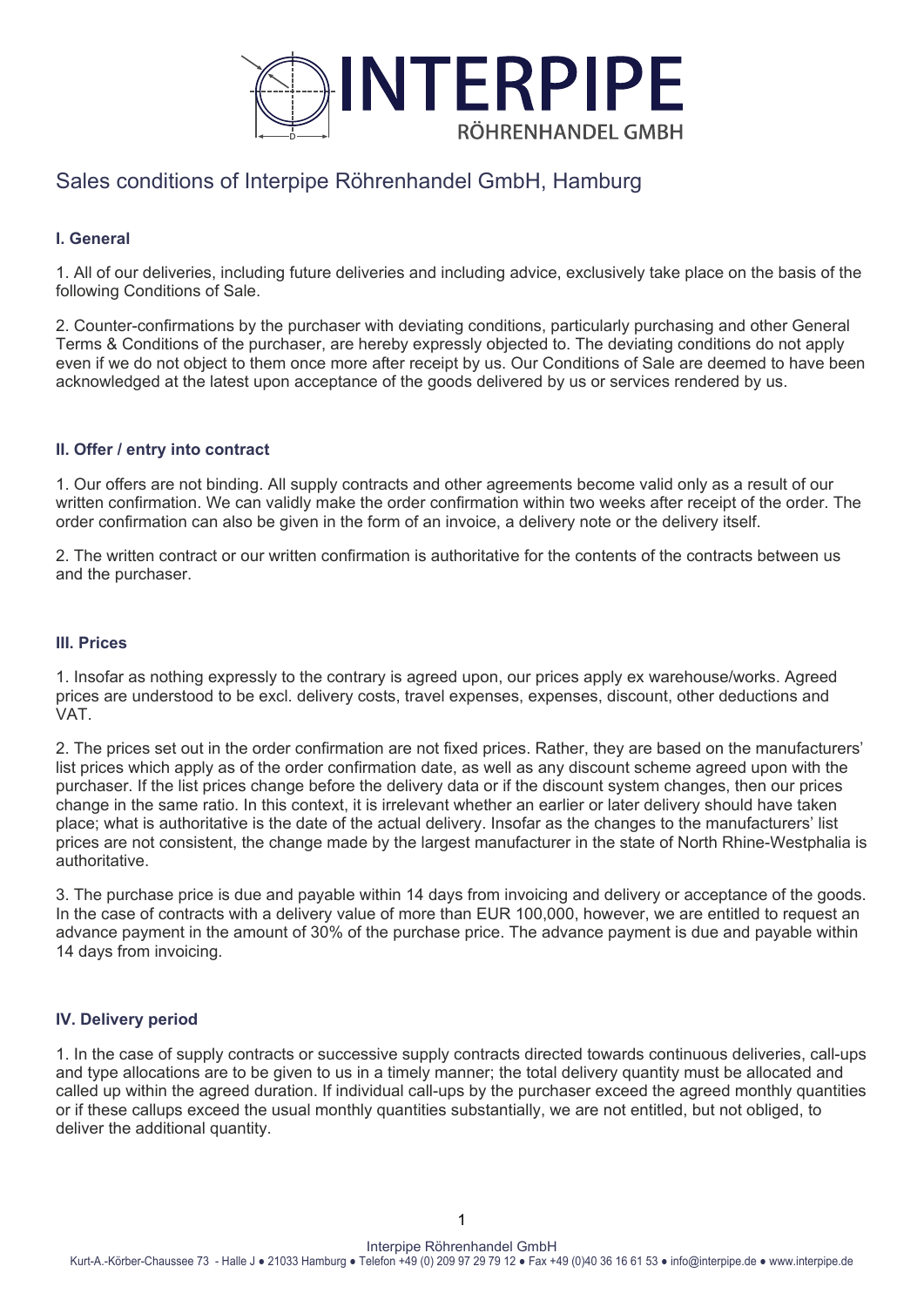# Sales conditions of Interpipe Röhrenhandel GmbH, Hamburg

## I. General

1. All of our deliveries, including future deliveries and including advice, exclusively take place on the basis of the following Conditions of Sale.

2. Counter-confirmations by the purchaser with deviating conditions, particularly purchasing and other General Terms & Conditions of the purchaser, are hereby expressly objected to. The deviating conditions do not apply even if we do not object to them once more after receipt by us. Our Conditions of Sale are deemed to have been acknowledged at the latest upon acceptance of the goods delivered by us or services rendered by us.

## II. Offer / entry into contract

1. Our offers are not binding. All supply contracts and other agreements become valid only as a result of our written confirmation. We can validly make the order confirmation within two weeks after receipt of the order. The order confirmation can also be given in the form of an invoice, a delivery note or the delivery itself.

2. The written contract or our written confirmation is authoritative for the contents of the contracts between us and the purchaser.

## III. Prices

1. Insofar as nothing expressly to the contrary is agreed upon, our prices apply ex warehouse/works. Agreed prices are understood to be excl. delivery costs, travel expenses, expenses, discount, other deductions and VAT.

2. The prices set out in the order confirmation are not fixed prices. Rather, they are based on the manufacturers' list prices which apply as of the order confirmation date, as well as any discount scheme agreed upon with the purchaser. If the list prices change before the delivery data or if the discount system changes, then our prices change in the same ratio. In this context, it is irrelevant whether an earlier or later delivery should have taken place; what is authoritative is the date of the actual delivery. Insofar as the changes to the manufacturers' list prices are not consistent, the change made by the largest manufacturer in the state of North Rhine-Westphalia is authoritative.

3. The purchase price is due and payable within 14 days from invoicing and delivery or acceptance of the goods. In the case of contracts with a delivery value of more than EUR 100,000, however, we are entitled to request an advance payment in the amount of 30% of the purchase price. The advance payment is due and payable within 14 days from invoicing.

## IV. Delivery period

1. In the case of supply contracts or successive supply contracts directed towards continuous deliveries, call-ups and type allocations are to be given to us in a timely manner; the total delivery quantity must be allocated and called up within the agreed duration. If individual call-ups by the purchaser exceed the agreed monthly quantities or if these callups exceed the usual monthly quantities substantially, we are not entitled, but not obliged, to deliver the additional quantity.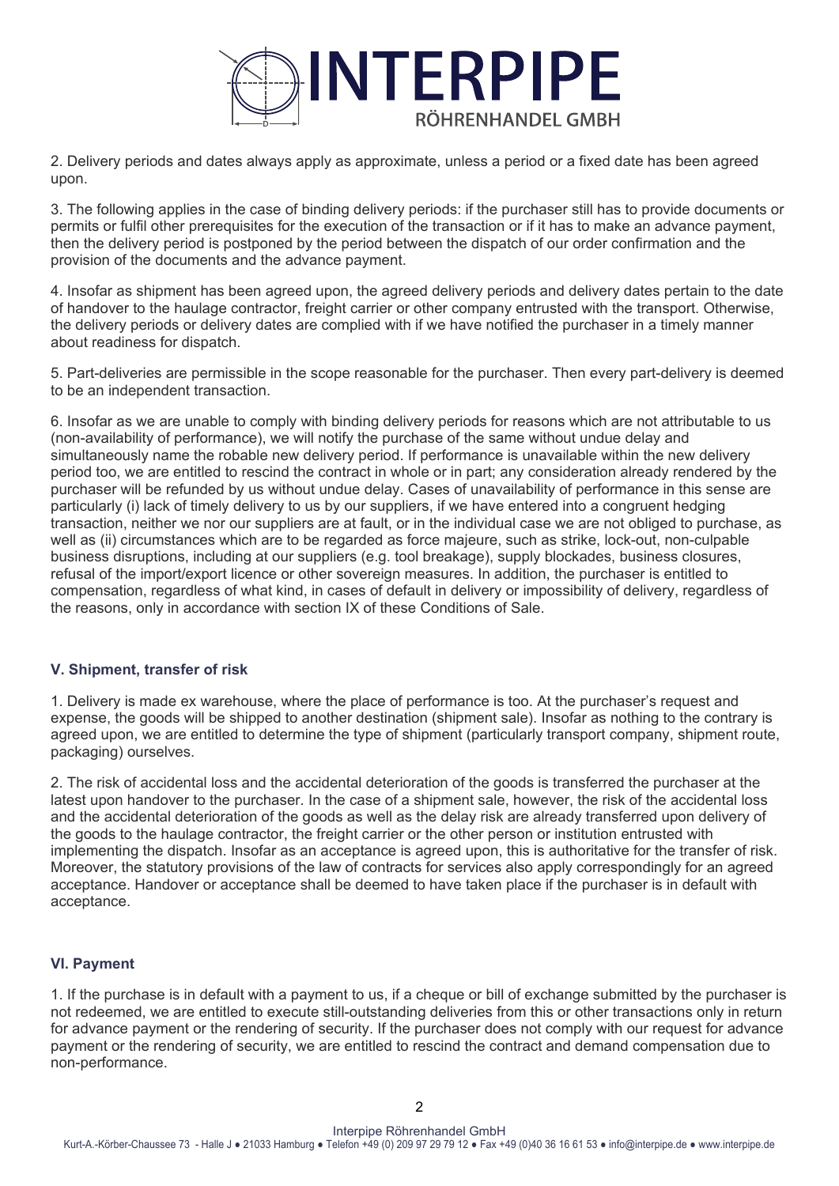2. Delivery periods and dates always apply as approximate, unless a period or a fixed date has been agreed upon.

3. The following applies in the case of binding delivery periods: if the purchaser still has to provide documents or permits or fulfil other prerequisites for the execution of the transaction or if it has to make an advance payment, then the delivery period is postponed by the period between the dispatch of our order confirmation and the provision of the documents and the advance payment.

4. Insofar as shipment has been agreed upon, the agreed delivery periods and delivery dates pertain to the date of handover to the haulage contractor, freight carrier or other company entrusted with the transport. Otherwise, the delivery periods or delivery dates are complied with if we have notified the purchaser in a timely manner about readiness for dispatch.

5. Part-deliveries are permissible in the scope reasonable for the purchaser. Then every part-delivery is deemed to be an independent transaction.

6. Insofar as we are unable to comply with binding delivery periods for reasons which are not attributable to us (non-availability of performance), we will notify the purchase of the same without undue delay and simultaneously name the robable new delivery period. If performance is unavailable within the new delivery period too, we are entitled to rescind the contract in whole or in part; any consideration already rendered by the purchaser will be refunded by us without undue delay. Cases of unavailability of performance in this sense are particularly (i) lack of timely delivery to us by our suppliers, if we have entered into a congruent hedging transaction, neither we nor our suppliers are at fault, or in the individual case we are not obliged to purchase, as well as (ii) circumstances which are to be regarded as force majeure, such as strike, lock-out, non-culpable business disruptions, including at our suppliers (e.g. tool breakage), supply blockades, business closures, refusal of the import/export licence or other sovereign measures. In addition, the purchaser is entitled to compensation, regardless of what kind, in cases of default in delivery or impossibility of delivery, regardless of the reasons, only in accordance with section IX of these Conditions of Sale.

### V. Shipment, transfer of risk

1. Delivery is made ex warehouse, where the place of performance is too. At the purchaser's request and expense, the goods will be shipped to another destination (shipment sale). Insofar as nothing to the contrary is agreed upon, we are entitled to determine the type of shipment (particularly transport company, shipment route, packaging) ourselves.

2. The risk of accidental loss and the accidental deterioration of the goods is transferred the purchaser at the latest upon handover to the purchaser. In the case of a shipment sale, however, the risk of the accidental loss and the accidental deterioration of the goods as well as the delay risk are already transferred upon delivery of the goods to the haulage contractor, the freight carrier or the other person or institution entrusted with implementing the dispatch. Insofar as an acceptance is agreed upon, this is authoritative for the transfer of risk. Moreover, the statutory provisions of the law of contracts for services also apply correspondingly for an agreed acceptance. Handover or acceptance shall be deemed to have taken place if the purchaser is in default with acceptance.

### VI. Payment

1. If the purchase is in default with a payment to us, if a cheque or bill of exchange submitted by the purchaser is not redeemed, we are entitled to execute still-outstanding deliveries from this or other transactions only in return for advance payment or the rendering of security. If the purchaser does not comply with our request for advance payment or the rendering of security, we are entitled to rescind the contract and demand compensation due to non-performance.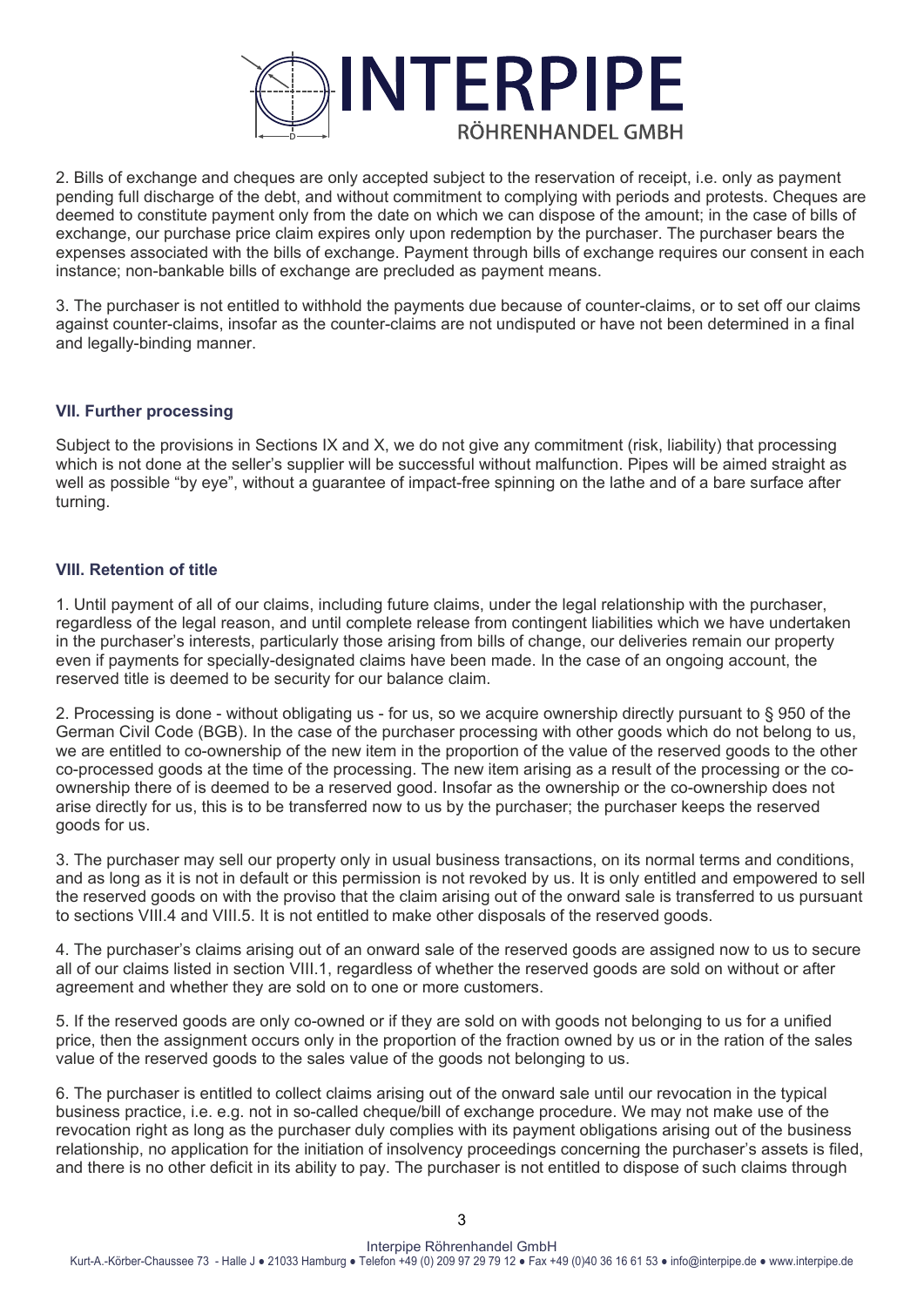2. Bills of exchange and cheques are only accepted subject to the reservation of receipt, i.e. only as payment pending full discharge of the debt, and without commitment to complying with periods and protests. Cheques are deemed to constitute payment only from the date on which we can dispose of the amount; in the case of bills of exchange, our purchase price claim expires only upon redemption by the purchaser. The purchaser bears the expenses associated with the bills of exchange. Payment through bills of exchange requires our consent in each instance; non-bankable bills of exchange are precluded as payment means.

3. The purchaser is not entitled to withhold the payments due because of counter-claims, or to set off our claims against counter-claims, insofar as the counter-claims are not undisputed or have not been determined in a final and legally-binding manner.

### VII. Further processing

Subject to the provisions in Sections IX and X, we do not give any commitment (risk, liability) that processing which is not done at the seller's supplier will be successful without malfunction. Pipes will be aimed straight as well as possible "by eye", without a guarantee of impact-free spinning on the lathe and of a bare surface after turning.

### VIII. Retention of title

1. Until payment of all of our claims, including future claims, under the legal relationship with the purchaser, regardless of the legal reason, and until complete release from contingent liabilities which we have undertaken in the purchaser's interests, particularly those arising from bills of change, our deliveries remain our property even if payments for specially-designated claims have been made. In the case of an ongoing account, the reserved title is deemed to be security for our balance claim.

2. Processing is done - without obligating us - for us, so we acquire ownership directly pursuant to § 950 of the German Civil Code (BGB). In the case of the purchaser processing with other goods which do not belong to us, we are entitled to co-ownership of the new item in the proportion of the value of the reserved goods to the other co-processed goods at the time of the processing. The new item arising as a result of the processing or the co-ownership there of is deemed to be a reserved good. Insofar as the ownership or the co-ownership does not arise directly for us, this is to be transferred now to us by the purchaser; the purchaser keeps the reserved goods for us.

3. The purchaser may sell our property only in usual business transactions, on its normal terms and conditions, and as long as it is not in default or this permission is not revoked by us. It is only entitled and empowered to sell the reserved goods on with the proviso that the claim arising out of the onward sale is transferred to us pursuant to sections VIII.4 and VIII.5. It is not entitled to make other disposals of the reserved goods.

4. The purchaser's claims arising out of an onward sale of the reserved goods are assigned now to us to secure all of our claims listed in section VIII.1, regardless of whether the reserved goods are sold on without or after agreement and whether they are sold on to one or more customers.

5. If the reserved goods are only co-owned or if they are sold on with goods not belonging to us for a unified price, then the assignment occurs only in the proportion of the fraction owned by us or in the ration of the sales value of the reserved goods to the sales value of the goods not belonging to us.

6. The purchaser is entitled to collect claims arising out of the onward sale until our revocation in the typical business practice, i.e. e.g. not in so-called cheque/bill of exchange procedure. We may not make use of the revocation right as long as the purchaser duly complies with its payment obligations arising out of the business relationship, no application for the initiation of insolvency proceedings concerning the purchaser's assets is filed, and there is no other deficit in its ability to pay. The purchaser is not entitled to dispose of such claims through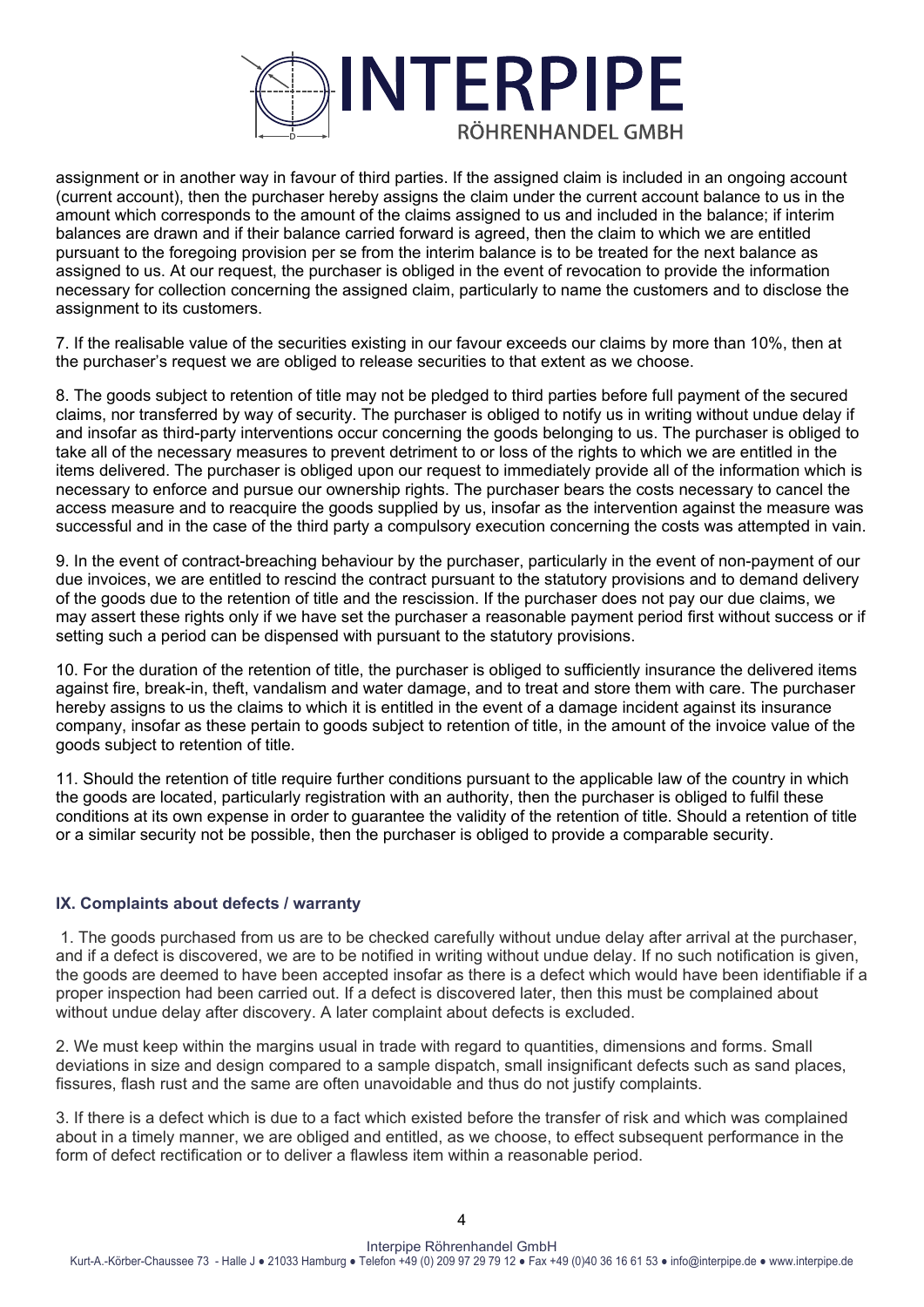assignment or in another way in favour of third parties. If the assigned claim is included in an ongoing account (current account), then the purchaser hereby assigns the claim under the current account balance to us in the amount which corresponds to the amount of the claims assigned to us and included in the balance; if interim balances are drawn and if their balance carried forward is agreed, then the claim to which we are entitled pursuant to the foregoing provision per se from the interim balance is to be treated for the next balance as assigned to us. At our request, the purchaser is obliged in the event of revocation to provide the information necessary for collection concerning the assigned claim, particularly to name the customers and to disclose the assignment to its customers.

7. If the realisable value of the securities existing in our favour exceeds our claims by more than 10%, then at the purchaser's request we are obliged to release securities to that extent as we choose.

8. The goods subject to retention of title may not be pledged to third parties before full payment of the secured claims, nor transferred by way of security. The purchaser is obliged to notify us in writing without undue delay if and insofar as third-party interventions occur concerning the goods belonging to us. The purchaser is obliged to take all of the necessary measures to prevent detriment to or loss of the rights to which we are entitled in the items delivered. The purchaser is obliged upon our request to immediately provide all of the information which is necessary to enforce and pursue our ownership rights. The purchaser bears the costs necessary to cancel the access measure and to reacquire the goods supplied by us, insofar as the intervention against the measure was successful and in the case of the third party a compulsory execution concerning the costs was attempted in vain.

9. In the event of contract-breaching behaviour by the purchaser, particularly in the event of non-payment of our due invoices, we are entitled to rescind the contract pursuant to the statutory provisions and to demand delivery of the goods due to the retention of title and the rescission. If the purchaser does not pay our due claims, we may assert these rights only if we have set the purchaser a reasonable payment period first without success or if setting such a period can be dispensed with pursuant to the statutory provisions.

10. For the duration of the retention of title, the purchaser is obliged to sufficiently insurance the delivered items against fire, break-in, theft, vandalism and water damage, and to treat and store them with care. The purchaser hereby assigns to us the claims to which it is entitled in the event of a damage incident against its insurance company, insofar as these pertain to goods subject to retention of title, in the amount of the invoice value of the goods subject to retention of title.

11. Should the retention of title require further conditions pursuant to the applicable law of the country in which the goods are located, particularly registration with an authority, then the purchaser is obliged to fulfil these conditions at its own expense in order to guarantee the validity of the retention of title. Should a retention of title or a similar security not be possible, then the purchaser is obliged to provide a comparable security.

### IX. Complaints about defects / warranty

1. The goods purchased from us are to be checked carefully without undue delay after arrival at the purchaser, and if a defect is discovered, we are to be notified in writing without undue delay. If no such notification is given, the goods are deemed to have been accepted insofar as there is a defect which would have been identifiable if a proper inspection had been carried out. If a defect is discovered later, then this must be complained about without undue delay after discovery. A later complaint about defects is excluded.

2. We must keep within the margins usual in trade with regard to quantities, dimensions and forms. Small deviations in size and design compared to a sample dispatch, small insignificant defects such as sand places, fissures, flash rust and the same are often unavoidable and thus do not justify complaints.

3. If there is a defect which is due to a fact which existed before the transfer of risk and which was complained about in a timely manner, we are obliged and entitled, as we choose, to effect subsequent performance in the form of defect rectification or to deliver a flawless item within a reasonable period.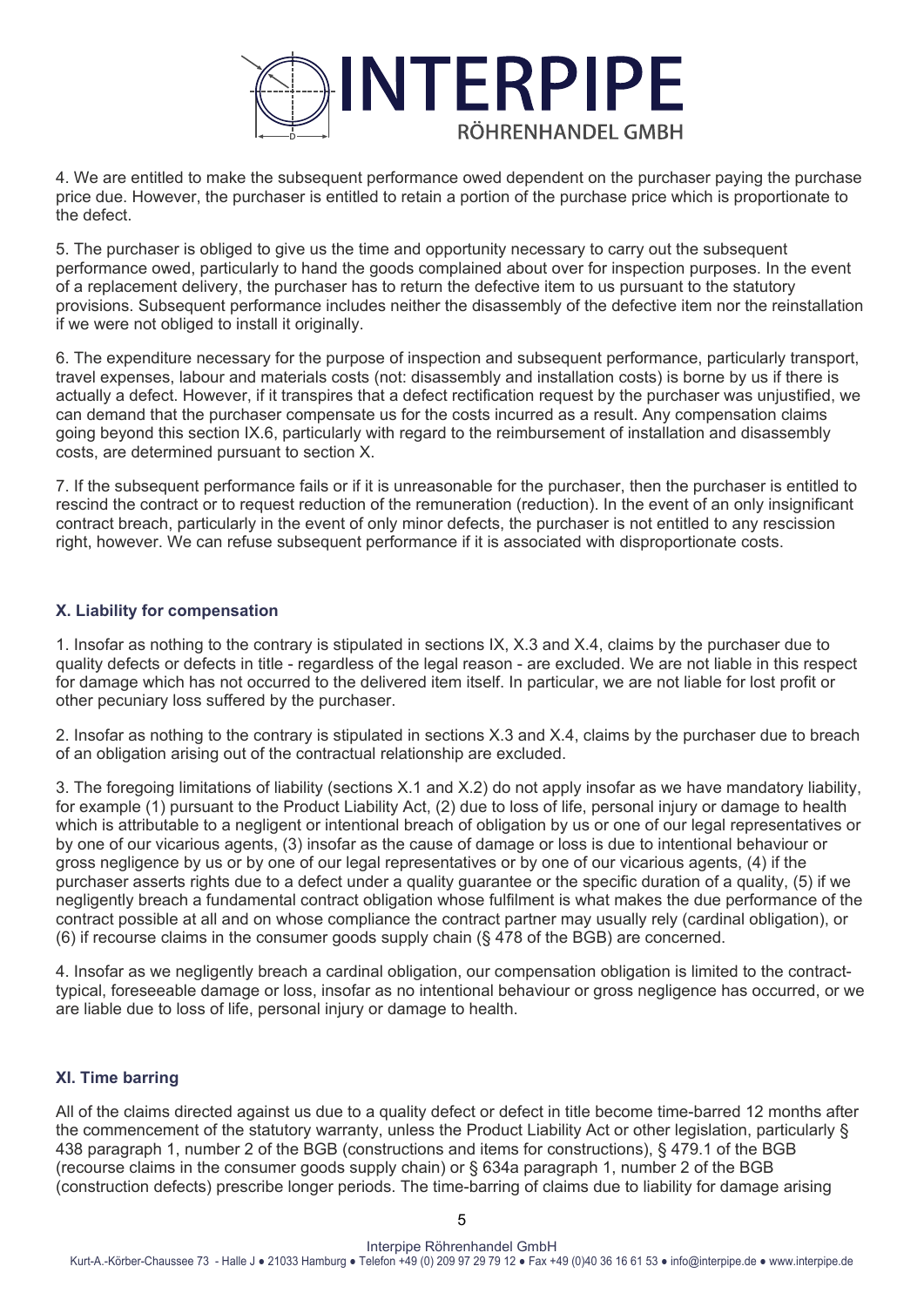4. We are entitled to make the subsequent performance owed dependent on the purchaser paying the purchase price due. However, the purchaser is entitled to retain a portion of the purchase price which is proportionate to the defect.

5. The purchaser is obliged to give us the time and opportunity necessary to carry out the subsequent performance owed, particularly to hand the goods complained about over for inspection purposes. In the event of a replacement delivery, the purchaser has to return the defective item to us pursuant to the statutory provisions. Subsequent performance includes neither the disassembly of the defective item nor the reinstallation if we were not obliged to install it originally.

6. The expenditure necessary for the purpose of inspection and subsequent performance, particularly transport, travel expenses, labour and materials costs (not: disassembly and installation costs) is borne by us if there is actually a defect. However, if it transpires that a defect rectification request by the purchaser was unjustified, we can demand that the purchaser compensate us for the costs incurred as a result. Any compensation claims going beyond this section IX.6, particularly with regard to the reimbursement of installation and disassembly costs, are determined pursuant to section X.

7. If the subsequent performance fails or if it is unreasonable for the purchaser, then the purchaser is entitled to rescind the contract or to request reduction of the remuneration (reduction). In the event of an only insignificant contract breach, particularly in the event of only minor defects, the purchaser is not entitled to any rescission right, however. We can refuse subsequent performance if it is associated with disproportionate costs.

## X. Liability for compensation

1. Insofar as nothing to the contrary is stipulated in sections IX, X.3 and X.4, claims by the purchaser due to quality defects or defects in title - regardless of the legal reason - are excluded. We are not liable in this respect for damage which has not occurred to the delivered item itself. In particular, we are not liable for lost profit or other pecuniary loss suffered by the purchaser.

2. Insofar as nothing to the contrary is stipulated in sections X.3 and X.4, claims by the purchaser due to breach of an obligation arising out of the contractual relationship are excluded.

3. The foregoing limitations of liability (sections X.1 and X.2) do not apply insofar as we have mandatory liability, for example (1) pursuant to the Product Liability Act, (2) due to loss of life, personal injury or damage to health which is attributable to a negligent or intentional breach of obligation by us or one of our legal representatives or by one of our vicarious agents, (3) insofar as the cause of damage or loss is due to intentional behaviour or gross negligence by us or by one of our legal representatives or by one of our vicarious agents, (4) if the purchaser asserts rights due to a defect under a quality guarantee or the specific duration of a quality, (5) if we negligently breach a fundamental contract obligation whose fulfilment is what makes the due performance of the contract possible at all and on whose compliance the contract partner may usually rely (cardinal obligation), or (6) if recourse claims in the consumer goods supply chain (§ 478 of the BGB) are concerned.

4. Insofar as we negligently breach a cardinal obligation, our compensation obligation is limited to the contract-typical, foreseeable damage or loss, insofar as no intentional behaviour or gross negligence has occurred, or we are liable due to loss of life, personal injury or damage to health.

## XI. Time barring

All of the claims directed against us due to a quality defect or defect in title become time-barred 12 months after the commencement of the statutory warranty, unless the Product Liability Act or other legislation, particularly § 438 paragraph 1, number 2 of the BGB (constructions and items for constructions), § 479.1 of the BGB (recourse claims in the consumer goods supply chain) or § 634a paragraph 1, number 2 of the BGB (construction defects) prescribe longer periods. The time-barring of claims due to liability for damage arising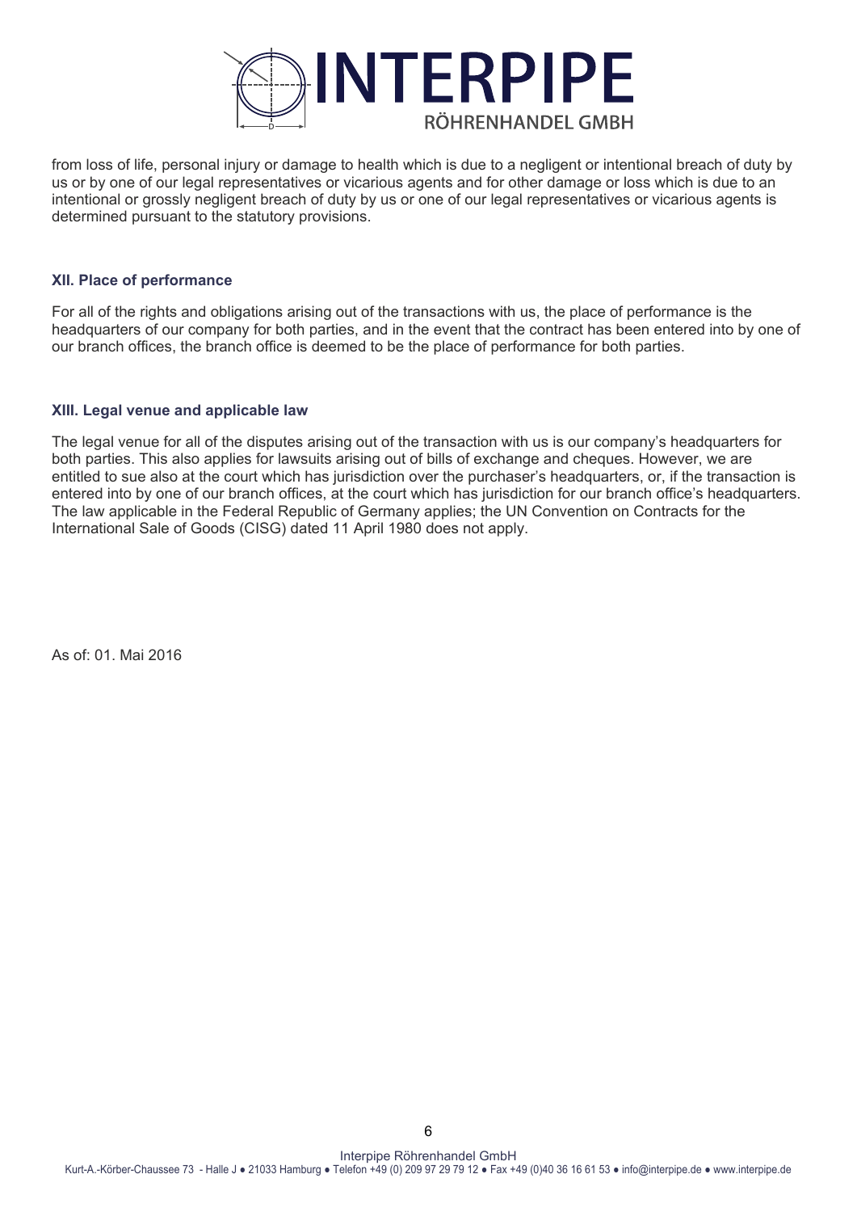from loss of life, personal injury or damage to health which is due to a negligent or intentional breach of duty by us or by one of our legal representatives or vicarious agents and for other damage or loss which is due to an intentional or grossly negligent breach of duty by us or one of our legal representatives or vicarious agents is determined pursuant to the statutory provisions.

### XII. Place of performance

For all of the rights and obligations arising out of the transactions with us, the place of performance is the headquarters of our company for both parties, and in the event that the contract has been entered into by one of our branch offices, the branch office is deemed to be the place of performance for both parties.

### XIII. Legal venue and applicable law

The legal venue for all of the disputes arising out of the transaction with us is our company's headquarters for both parties. This also applies for lawsuits arising out of bills of exchange and cheques. However, we are entitled to sue also at the court which has jurisdiction over the purchaser's headquarters, or, if the transaction is entered into by one of our branch offices, at the court which has jurisdiction for our branch office's headquarters. The law applicable in the Federal Republic of Germany applies; the UN Convention on Contracts for the International Sale of Goods (CISG) dated 11 April 1980 does not apply.

As of: 01. Mai 2016